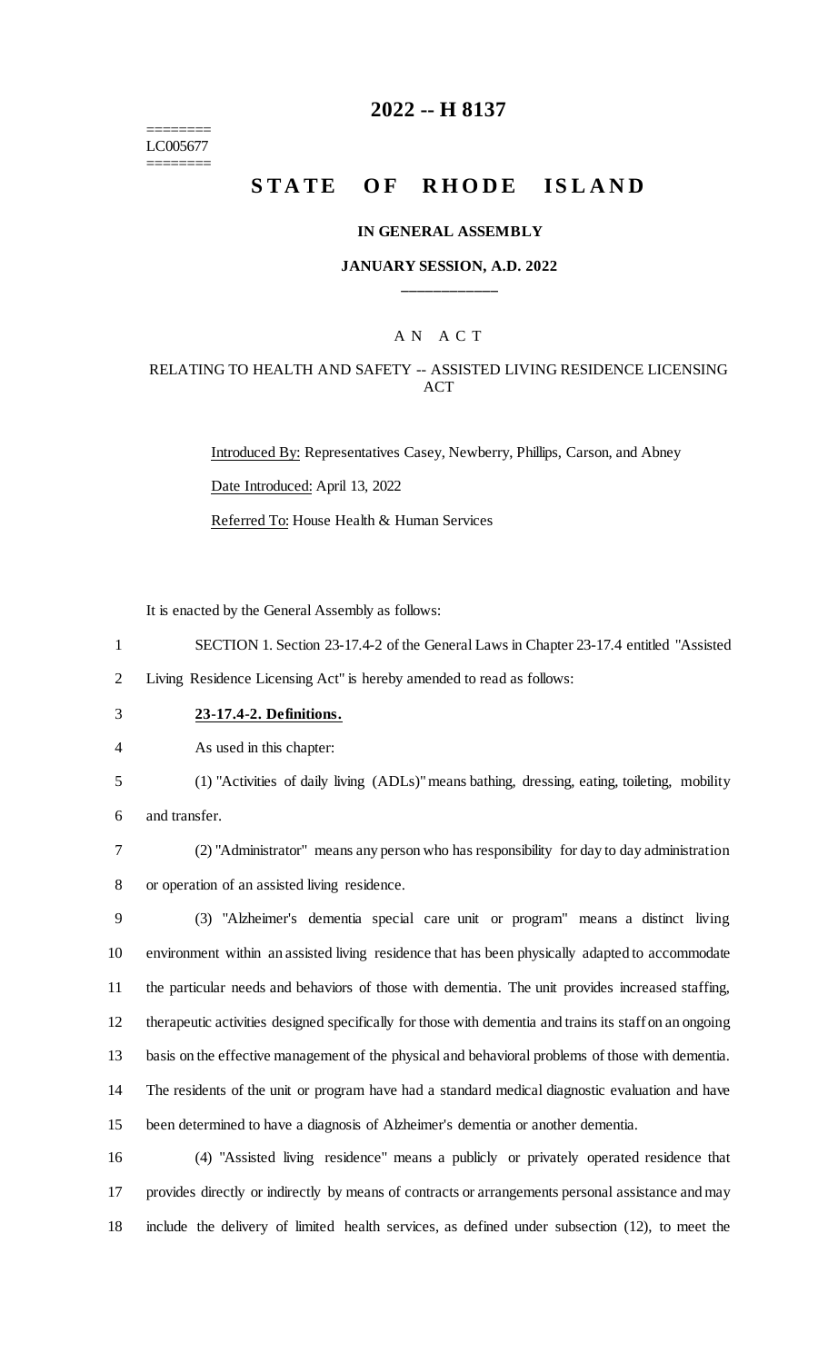========
LC005677
========

# 2022 -- H 8137

# STATE OF RHODE ISLAND

**IN GENERAL ASSEMBLY**

**JANUARY SESSION, A.D. 2022**

____________

A N A C T

RELATING TO HEALTH AND SAFETY -- ASSISTED LIVING RESIDENCE LICENSING ACT

Introduced By: Representatives Casey, Newberry, Phillips, Carson, and Abney

Date Introduced: April 13, 2022

Referred To: House Health & Human Services

It is enacted by the General Assembly as follows:

SECTION 1. Section 23-17.4-2 of the General Laws in Chapter 23-17.4 entitled "Assisted Living Residence Licensing Act" is hereby amended to read as follows:

**23-17.4-2. Definitions.**

As used in this chapter:

(1) "Activities of daily living (ADLs)" means bathing, dressing, eating, toileting, mobility and transfer.

(2) "Administrator" means any person who has responsibility for day to day administration or operation of an assisted living residence.

(3) "Alzheimer's dementia special care unit or program" means a distinct living environment within an assisted living residence that has been physically adapted to accommodate the particular needs and behaviors of those with dementia. The unit provides increased staffing, therapeutic activities designed specifically for those with dementia and trains its staff on an ongoing basis on the effective management of the physical and behavioral problems of those with dementia. The residents of the unit or program have had a standard medical diagnostic evaluation and have been determined to have a diagnosis of Alzheimer's dementia or another dementia.

(4) "Assisted living residence" means a publicly or privately operated residence that provides directly or indirectly by means of contracts or arrangements personal assistance and may include the delivery of limited health services, as defined under subsection (12), to meet the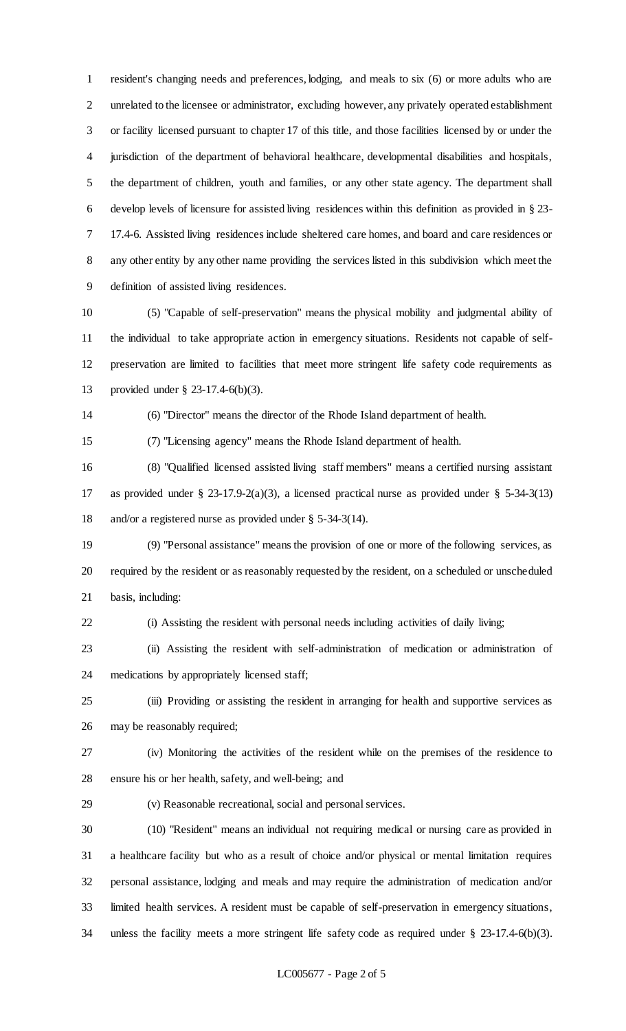resident's changing needs and preferences, lodging, and meals to six (6) or more adults who are unrelated to the licensee or administrator, excluding however, any privately operated establishment or facility licensed pursuant to chapter 17 of this title, and those facilities licensed by or under the jurisdiction of the department of behavioral healthcare, developmental disabilities and hospitals, the department of children, youth and families, or any other state agency. The department shall develop levels of licensure for assisted living residences within this definition as provided in § 23-17.4-6. Assisted living residences include sheltered care homes, and board and care residences or any other entity by any other name providing the services listed in this subdivision which meet the definition of assisted living residences.

(5) "Capable of self-preservation" means the physical mobility and judgmental ability of the individual to take appropriate action in emergency situations. Residents not capable of self-preservation are limited to facilities that meet more stringent life safety code requirements as provided under § 23-17.4-6(b)(3).

(6) "Director" means the director of the Rhode Island department of health.

(7) "Licensing agency" means the Rhode Island department of health.

(8) "Qualified licensed assisted living staff members" means a certified nursing assistant as provided under § 23-17.9-2(a)(3), a licensed practical nurse as provided under § 5-34-3(13) and/or a registered nurse as provided under § 5-34-3(14).

(9) "Personal assistance" means the provision of one or more of the following services, as required by the resident or as reasonably requested by the resident, on a scheduled or unscheduled basis, including:

(i) Assisting the resident with personal needs including activities of daily living;

(ii) Assisting the resident with self-administration of medication or administration of medications by appropriately licensed staff;

(iii) Providing or assisting the resident in arranging for health and supportive services as may be reasonably required;

(iv) Monitoring the activities of the resident while on the premises of the residence to ensure his or her health, safety, and well-being; and

(v) Reasonable recreational, social and personal services.

(10) "Resident" means an individual not requiring medical or nursing care as provided in a healthcare facility but who as a result of choice and/or physical or mental limitation requires personal assistance, lodging and meals and may require the administration of medication and/or limited health services. A resident must be capable of self-preservation in emergency situations, unless the facility meets a more stringent life safety code as required under § 23-17.4-6(b)(3).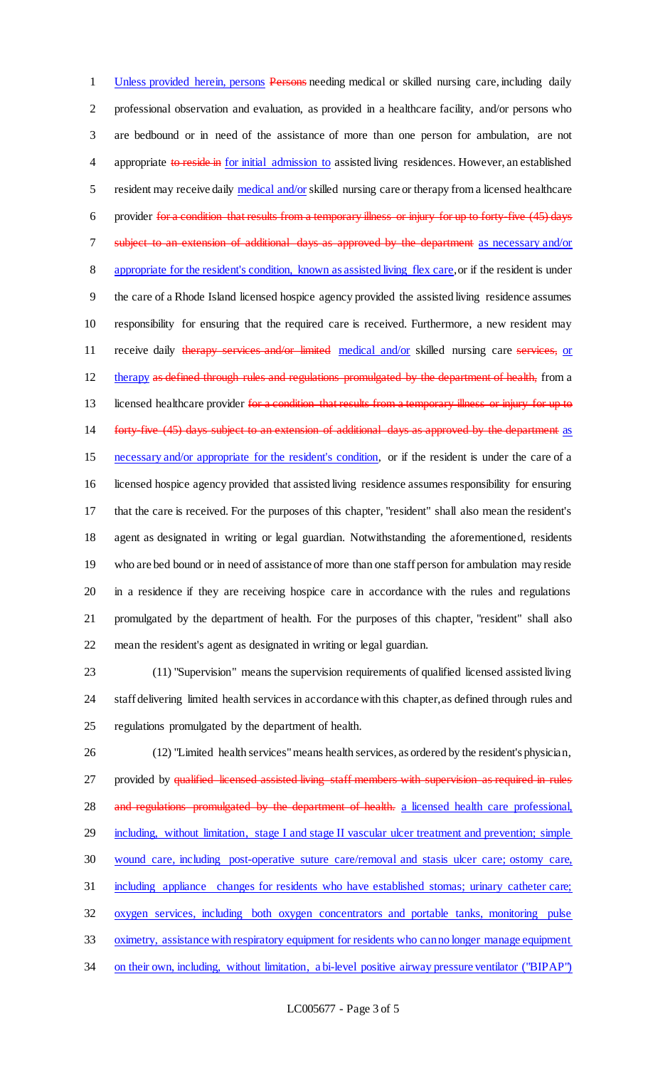<u>Unless provided herein, persons</u> ~~Persons~~ needing medical or skilled nursing care, including daily professional observation and evaluation, as provided in a healthcare facility, and/or persons who are bedbound or in need of the assistance of more than one person for ambulation, are not appropriate ~~to reside in~~ <u>for initial admission to</u> assisted living residences. However, an established resident may receive daily <u>medical and/or</u> skilled nursing care or therapy from a licensed healthcare provider ~~for a condition that results from a temporary illness or injury for up to forty-five (45) days subject to an extension of additional days as approved by the department~~ <u>as necessary and/or appropriate for the resident's condition, known as assisted living flex care</u>, or if the resident is under the care of a Rhode Island licensed hospice agency provided the assisted living residence assumes responsibility for ensuring that the required care is received. Furthermore, a new resident may receive daily ~~therapy services and/or limited~~ <u>medical and/or</u> skilled nursing care ~~services,~~ <u>or therapy</u> ~~as defined through rules and regulations promulgated by the department of health,~~ from a licensed healthcare provider ~~for a condition that results from a temporary illness or injury for up to forty-five (45) days subject to an extension of additional days as approved by the department~~ <u>as necessary and/or appropriate for the resident's condition</u>, or if the resident is under the care of a licensed hospice agency provided that assisted living residence assumes responsibility for ensuring that the care is received. For the purposes of this chapter, "resident" shall also mean the resident's agent as designated in writing or legal guardian. Notwithstanding the aforementioned, residents who are bed bound or in need of assistance of more than one staff person for ambulation may reside in a residence if they are receiving hospice care in accordance with the rules and regulations promulgated by the department of health. For the purposes of this chapter, "resident" shall also mean the resident's agent as designated in writing or legal guardian.

(11) "Supervision" means the supervision requirements of qualified licensed assisted living staff delivering limited health services in accordance with this chapter, as defined through rules and regulations promulgated by the department of health.

(12) "Limited health services" means health services, as ordered by the resident's physician, provided by ~~qualified licensed assisted living staff members with supervision as required in rules and regulations promulgated by the department of health.~~ <u>a licensed health care professional, including, without limitation, stage I and stage II vascular ulcer treatment and prevention; simple wound care, including post-operative suture care/removal and stasis ulcer care; ostomy care, including appliance changes for residents who have established stomas; urinary catheter care; oxygen services, including both oxygen concentrators and portable tanks, monitoring pulse oximetry, assistance with respiratory equipment for residents who can no longer manage equipment on their own, including, without limitation, a bi-level positive airway pressure ventilator ("BIPAP")</u>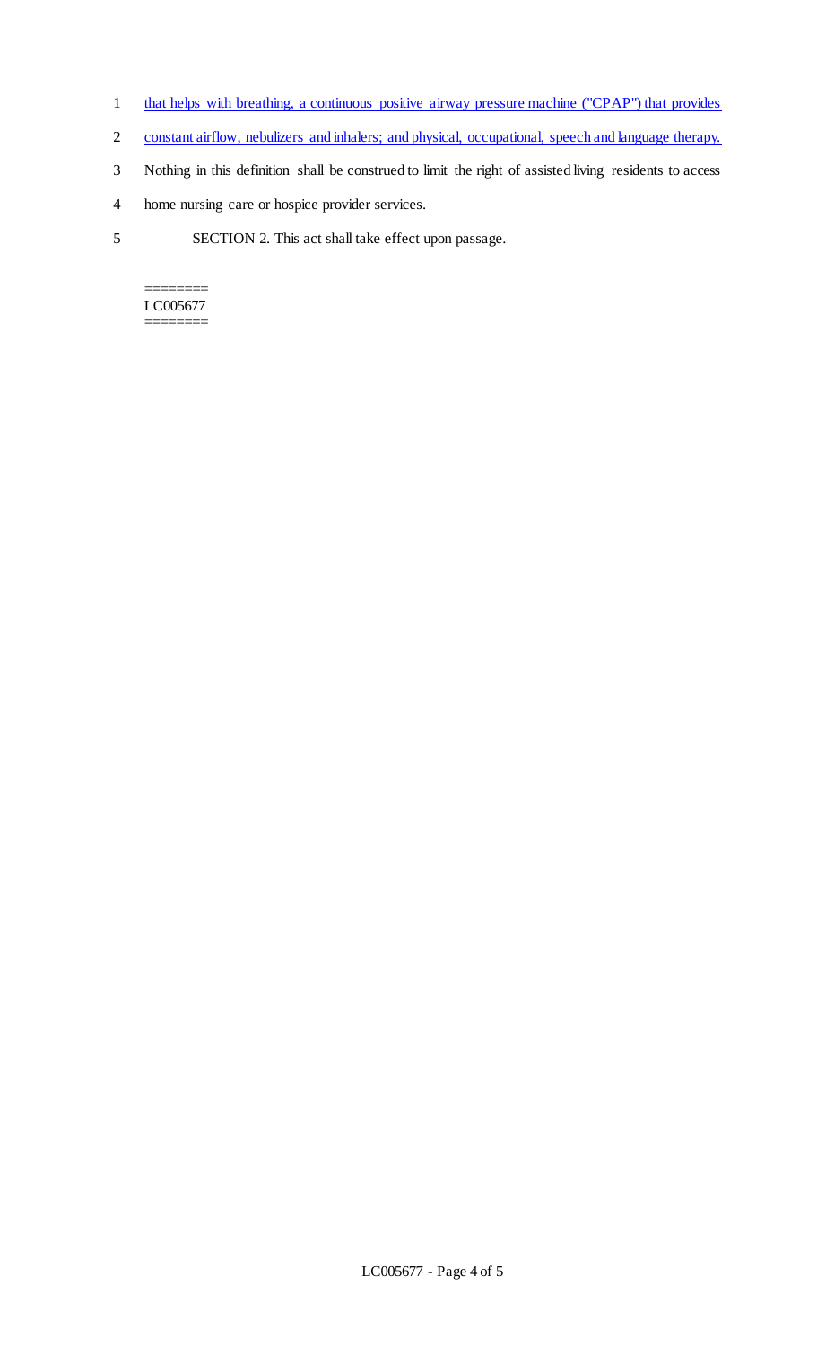that helps with breathing, a continuous positive airway pressure machine ("CPAP") that provides constant airflow, nebulizers and inhalers; and physical, occupational, speech and language therapy. Nothing in this definition shall be construed to limit the right of assisted living residents to access home nursing care or hospice provider services.

SECTION 2. This act shall take effect upon passage.

========
LC005677
========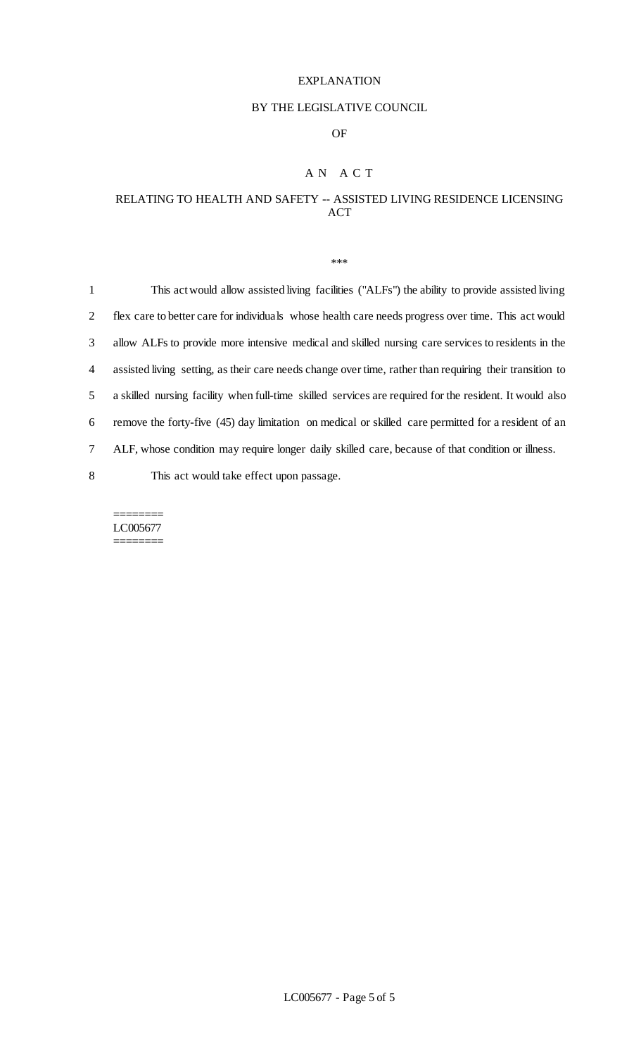EXPLANATION

BY THE LEGISLATIVE COUNCIL

OF

A N A C T

RELATING TO HEALTH AND SAFETY -- ASSISTED LIVING RESIDENCE LICENSING ACT

\*\*\*

This act would allow assisted living facilities ("ALFs") the ability to provide assisted living flex care to better care for individuals whose health care needs progress over time. This act would allow ALFs to provide more intensive medical and skilled nursing care services to residents in the assisted living setting, as their care needs change over time, rather than requiring their transition to a skilled nursing facility when full-time skilled services are required for the resident. It would also remove the forty-five (45) day limitation on medical or skilled care permitted for a resident of an ALF, whose condition may require longer daily skilled care, because of that condition or illness.

This act would take effect upon passage.

========
LC005677
========